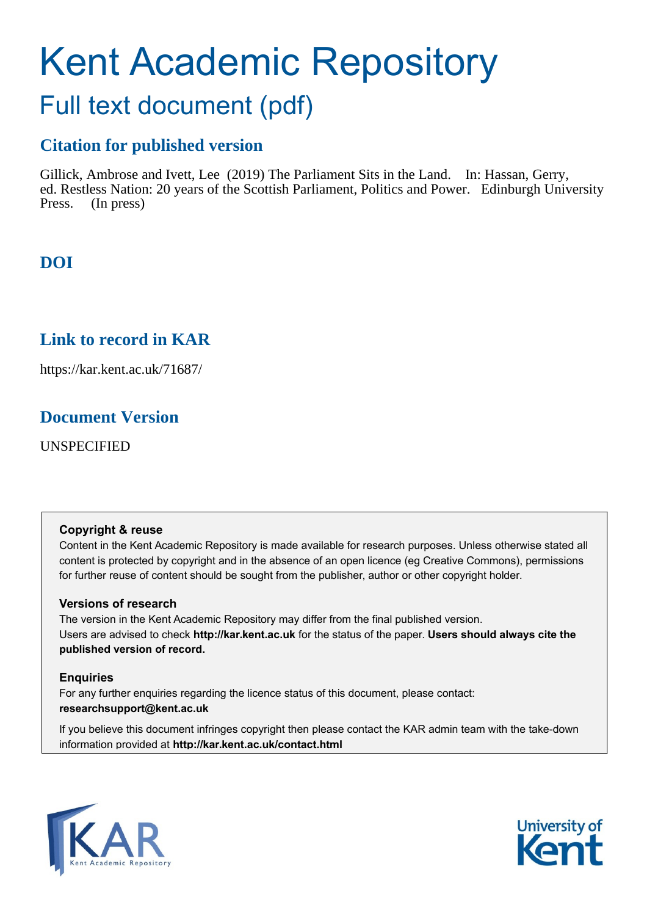# Kent Academic Repository

## Full text document (pdf)

### Citation for published version

Gillick, Ambrose and Ivett, Lee (2019) The Parliament Sits in the Land. In: Hassan, Gerry, ed. Restless Nation: 20 years of the Scottish Parliament, Politics and Power. Edinburgh University Press. (In press)

### DOI

### Link to record in KAR

https://kar.kent.ac.uk/71687/

### Document Version

UNSPECIFIED

**Copyright & reuse**

Content in the Kent Academic Repository is made available for research purposes. Unless otherwise stated all content is protected by copyright and in the absence of an open licence (eg Creative Commons), permissions for further reuse of content should be sought from the publisher, author or other copyright holder.

**Versions of research**

The version in the Kent Academic Repository may differ from the final published version.
Users are advised to check **http://kar.kent.ac.uk** for the status of the paper. **Users should always cite the published version of record.**

**Enquiries**

For any further enquiries regarding the licence status of this document, please contact:
**researchsupport@kent.ac.uk**

If you believe this document infringes copyright then please contact the KAR admin team with the take-down information provided at **http://kar.kent.ac.uk/contact.html**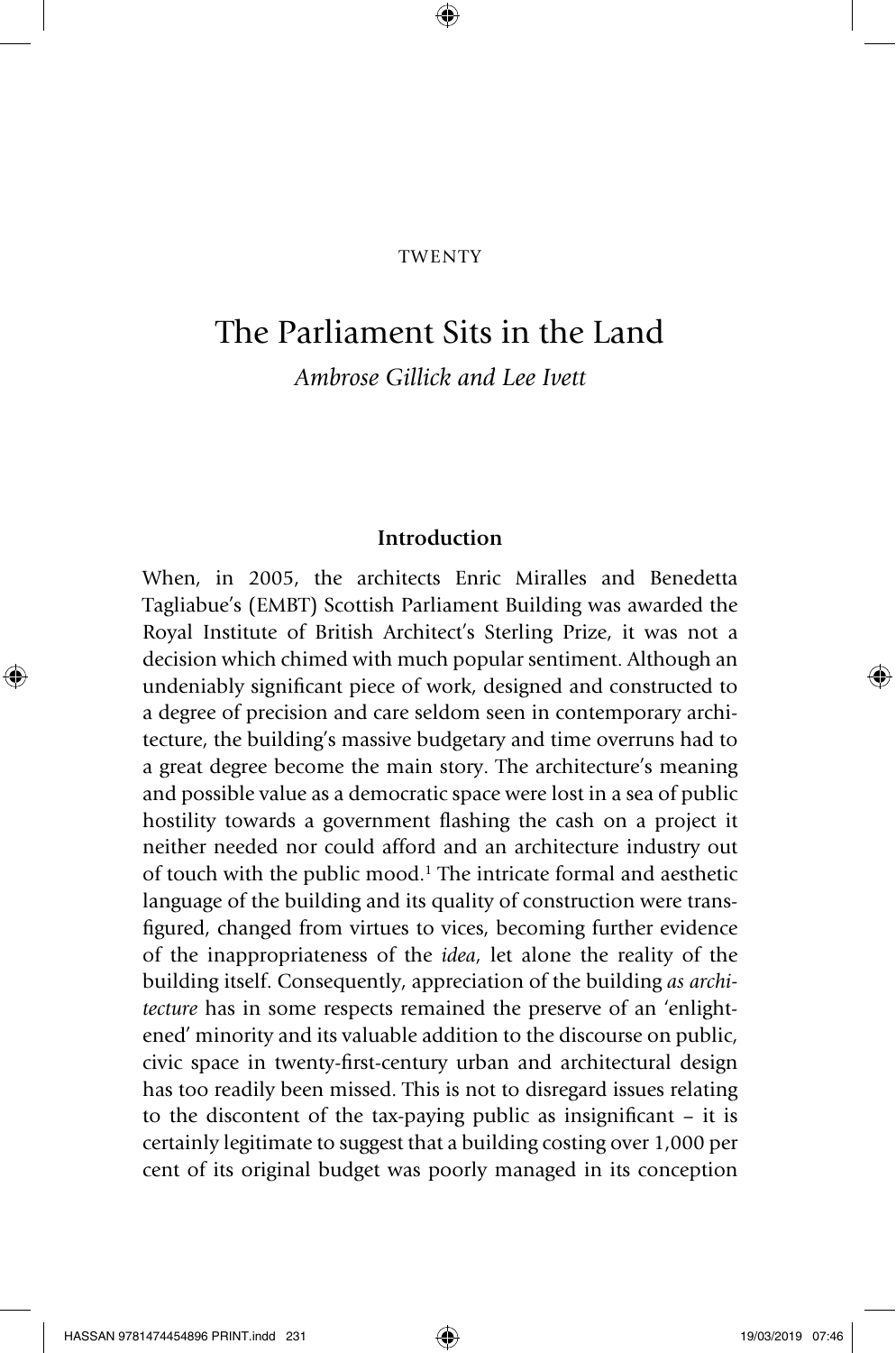TWENTY

# The Parliament Sits in the Land

*Ambrose Gillick and Lee Ivett*

## Introduction

When, in 2005, the architects Enric Miralles and Benedetta Tagliabue's (EMBT) Scottish Parliament Building was awarded the Royal Institute of British Architect's Sterling Prize, it was not a decision which chimed with much popular sentiment. Although an undeniably significant piece of work, designed and constructed to a degree of precision and care seldom seen in contemporary architecture, the building's massive budgetary and time overruns had to a great degree become the main story. The architecture's meaning and possible value as a democratic space were lost in a sea of public hostility towards a government flashing the cash on a project it neither needed nor could afford and an architecture industry out of touch with the public mood.[1] The intricate formal and aesthetic language of the building and its quality of construction were transfigured, changed from virtues to vices, becoming further evidence of the inappropriateness of the *idea*, let alone the reality of the building itself. Consequently, appreciation of the building *as architecture* has in some respects remained the preserve of an 'enlightened' minority and its valuable addition to the discourse on public, civic space in twenty-first-century urban and architectural design has too readily been missed. This is not to disregard issues relating to the discontent of the tax-paying public as insignificant – it is certainly legitimate to suggest that a building costing over 1,000 per cent of its original budget was poorly managed in its conception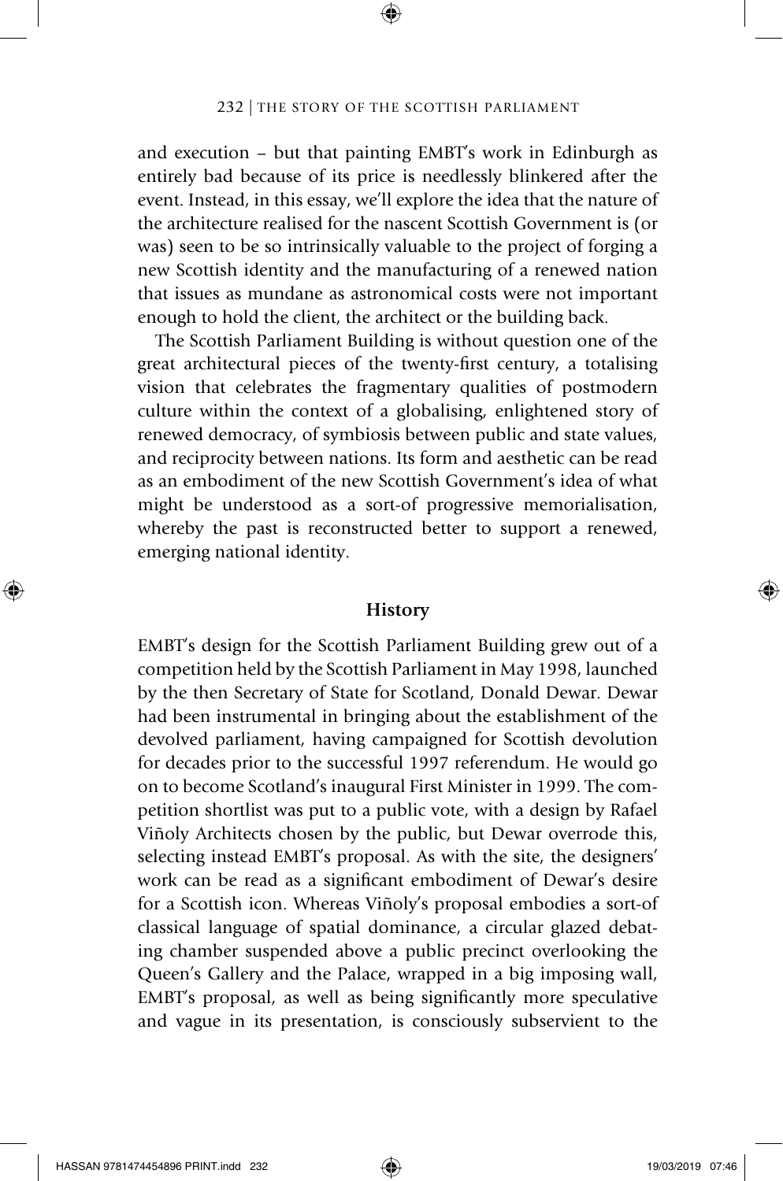and execution – but that painting EMBT's work in Edinburgh as entirely bad because of its price is needlessly blinkered after the event. Instead, in this essay, we'll explore the idea that the nature of the architecture realised for the nascent Scottish Government is (or was) seen to be so intrinsically valuable to the project of forging a new Scottish identity and the manufacturing of a renewed nation that issues as mundane as astronomical costs were not important enough to hold the client, the architect or the building back.

The Scottish Parliament Building is without question one of the great architectural pieces of the twenty-first century, a totalising vision that celebrates the fragmentary qualities of postmodern culture within the context of a globalising, enlightened story of renewed democracy, of symbiosis between public and state values, and reciprocity between nations. Its form and aesthetic can be read as an embodiment of the new Scottish Government's idea of what might be understood as a sort-of progressive memorialisation, whereby the past is reconstructed better to support a renewed, emerging national identity.

## History

EMBT's design for the Scottish Parliament Building grew out of a competition held by the Scottish Parliament in May 1998, launched by the then Secretary of State for Scotland, Donald Dewar. Dewar had been instrumental in bringing about the establishment of the devolved parliament, having campaigned for Scottish devolution for decades prior to the successful 1997 referendum. He would go on to become Scotland's inaugural First Minister in 1999. The competition shortlist was put to a public vote, with a design by Rafael Viñoly Architects chosen by the public, but Dewar overrode this, selecting instead EMBT's proposal. As with the site, the designers' work can be read as a significant embodiment of Dewar's desire for a Scottish icon. Whereas Viñoly's proposal embodies a sort-of classical language of spatial dominance, a circular glazed debating chamber suspended above a public precinct overlooking the Queen's Gallery and the Palace, wrapped in a big imposing wall, EMBT's proposal, as well as being significantly more speculative and vague in its presentation, is consciously subservient to the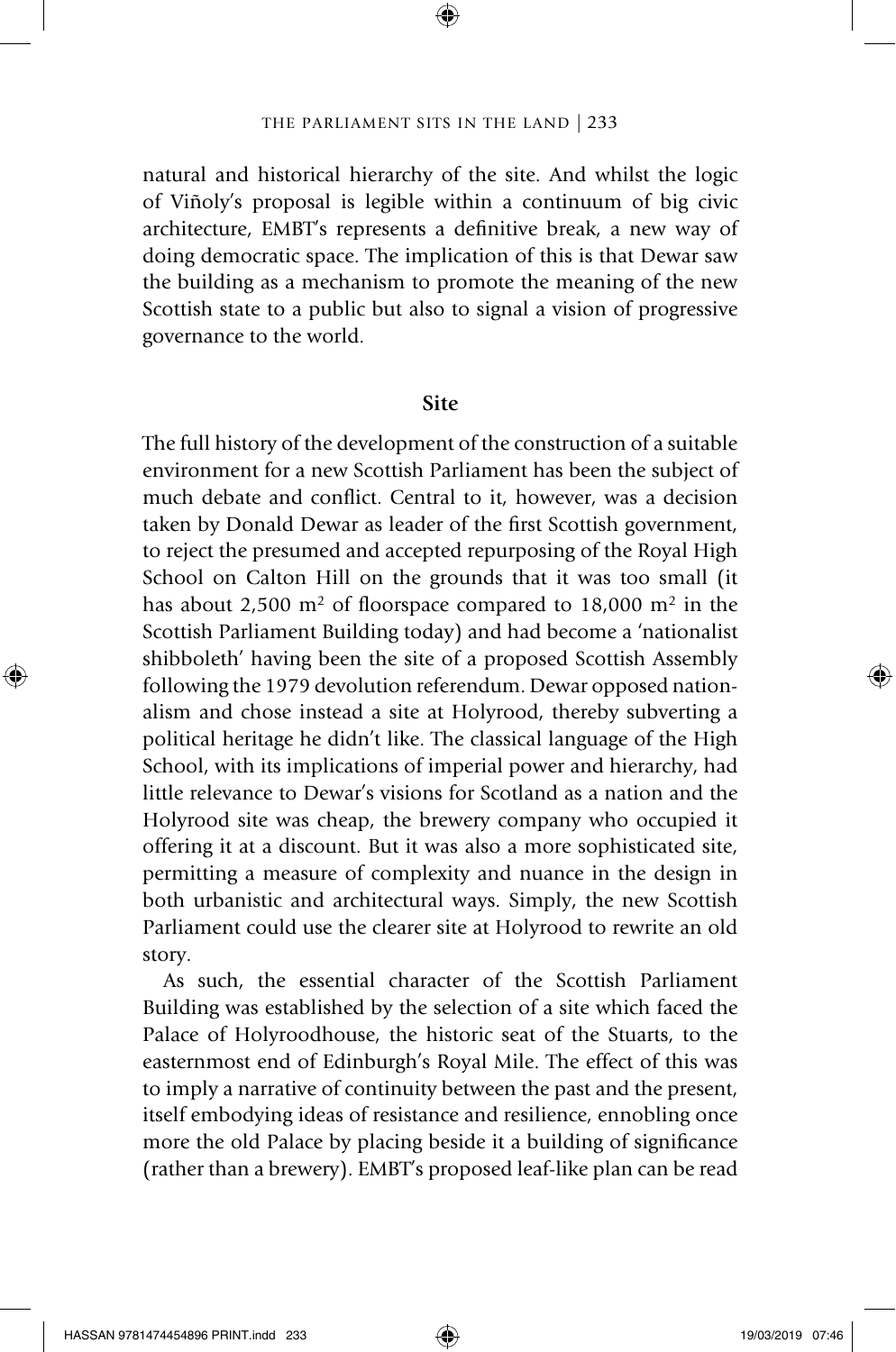natural and historical hierarchy of the site. And whilst the logic of Viñoly's proposal is legible within a continuum of big civic architecture, EMBT's represents a definitive break, a new way of doing democratic space. The implication of this is that Dewar saw the building as a mechanism to promote the meaning of the new Scottish state to a public but also to signal a vision of progressive governance to the world.

## Site

The full history of the development of the construction of a suitable environment for a new Scottish Parliament has been the subject of much debate and conflict. Central to it, however, was a decision taken by Donald Dewar as leader of the first Scottish government, to reject the presumed and accepted repurposing of the Royal High School on Calton Hill on the grounds that it was too small (it has about 2,500 $m^2$ of floorspace compared to 18,000 $m^2$ in the Scottish Parliament Building today) and had become a 'nationalist shibboleth' having been the site of a proposed Scottish Assembly following the 1979 devolution referendum. Dewar opposed nationalism and chose instead a site at Holyrood, thereby subverting a political heritage he didn't like. The classical language of the High School, with its implications of imperial power and hierarchy, had little relevance to Dewar's visions for Scotland as a nation and the Holyrood site was cheap, the brewery company who occupied it offering it at a discount. But it was also a more sophisticated site, permitting a measure of complexity and nuance in the design in both urbanistic and architectural ways. Simply, the new Scottish Parliament could use the clearer site at Holyrood to rewrite an old story.

As such, the essential character of the Scottish Parliament Building was established by the selection of a site which faced the Palace of Holyroodhouse, the historic seat of the Stuarts, to the easternmost end of Edinburgh's Royal Mile. The effect of this was to imply a narrative of continuity between the past and the present, itself embodying ideas of resistance and resilience, ennobling once more the old Palace by placing beside it a building of significance (rather than a brewery). EMBT's proposed leaf-like plan can be read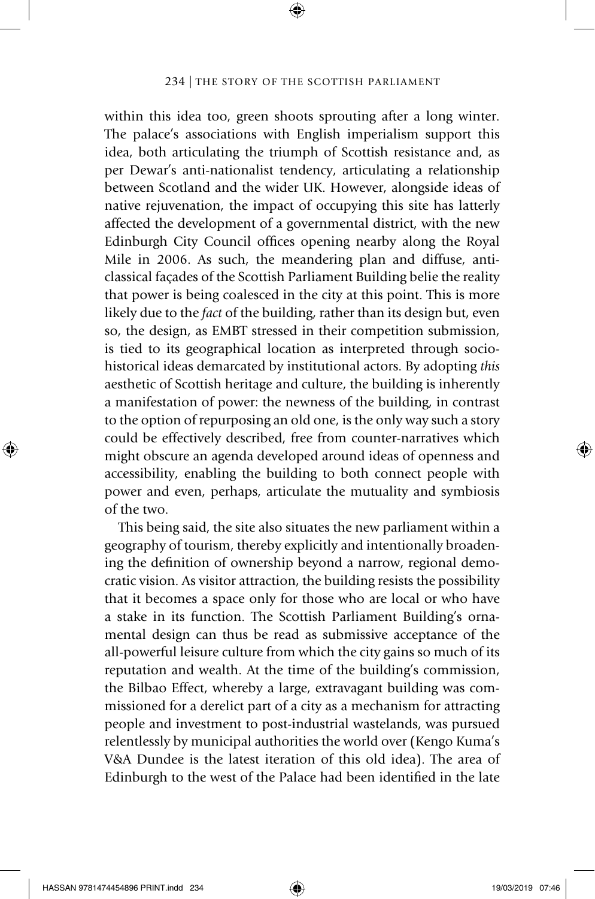within this idea too, green shoots sprouting after a long winter. The palace's associations with English imperialism support this idea, both articulating the triumph of Scottish resistance and, as per Dewar's anti-nationalist tendency, articulating a relationship between Scotland and the wider UK. However, alongside ideas of native rejuvenation, the impact of occupying this site has latterly affected the development of a governmental district, with the new Edinburgh City Council offices opening nearby along the Royal Mile in 2006. As such, the meandering plan and diffuse, anti-classical façades of the Scottish Parliament Building belie the reality that power is being coalesced in the city at this point. This is more likely due to the *fact* of the building, rather than its design but, even so, the design, as EMBT stressed in their competition submission, is tied to its geographical location as interpreted through socio-historical ideas demarcated by institutional actors. By adopting *this* aesthetic of Scottish heritage and culture, the building is inherently a manifestation of power: the newness of the building, in contrast to the option of repurposing an old one, is the only way such a story could be effectively described, free from counter-narratives which might obscure an agenda developed around ideas of openness and accessibility, enabling the building to both connect people with power and even, perhaps, articulate the mutuality and symbiosis of the two.

This being said, the site also situates the new parliament within a geography of tourism, thereby explicitly and intentionally broadening the definition of ownership beyond a narrow, regional democratic vision. As visitor attraction, the building resists the possibility that it becomes a space only for those who are local or who have a stake in its function. The Scottish Parliament Building's ornamental design can thus be read as submissive acceptance of the all-powerful leisure culture from which the city gains so much of its reputation and wealth. At the time of the building's commission, the Bilbao Effect, whereby a large, extravagant building was commissioned for a derelict part of a city as a mechanism for attracting people and investment to post-industrial wastelands, was pursued relentlessly by municipal authorities the world over (Kengo Kuma's V&A Dundee is the latest iteration of this old idea). The area of Edinburgh to the west of the Palace had been identified in the late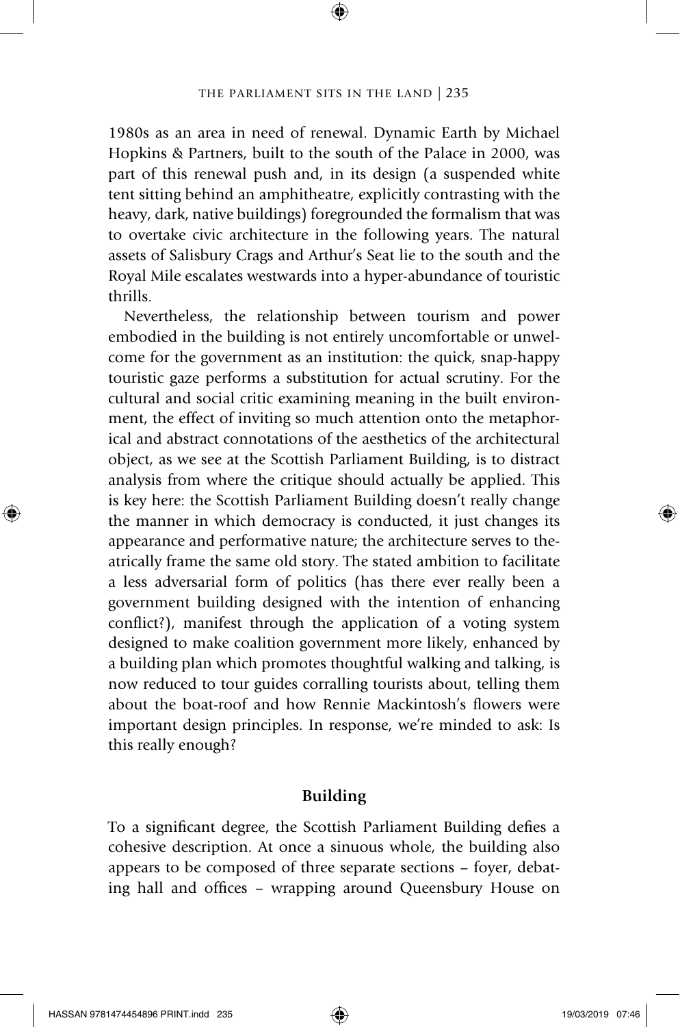1980s as an area in need of renewal. Dynamic Earth by Michael Hopkins & Partners, built to the south of the Palace in 2000, was part of this renewal push and, in its design (a suspended white tent sitting behind an amphitheatre, explicitly contrasting with the heavy, dark, native buildings) foregrounded the formalism that was to overtake civic architecture in the following years. The natural assets of Salisbury Crags and Arthur's Seat lie to the south and the Royal Mile escalates westwards into a hyper-abundance of touristic thrills.

Nevertheless, the relationship between tourism and power embodied in the building is not entirely uncomfortable or unwelcome for the government as an institution: the quick, snap-happy touristic gaze performs a substitution for actual scrutiny. For the cultural and social critic examining meaning in the built environment, the effect of inviting so much attention onto the metaphorical and abstract connotations of the aesthetics of the architectural object, as we see at the Scottish Parliament Building, is to distract analysis from where the critique should actually be applied. This is key here: the Scottish Parliament Building doesn't really change the manner in which democracy is conducted, it just changes its appearance and performative nature; the architecture serves to theatrically frame the same old story. The stated ambition to facilitate a less adversarial form of politics (has there ever really been a government building designed with the intention of enhancing conflict?), manifest through the application of a voting system designed to make coalition government more likely, enhanced by a building plan which promotes thoughtful walking and talking, is now reduced to tour guides corralling tourists about, telling them about the boat-roof and how Rennie Mackintosh's flowers were important design principles. In response, we're minded to ask: Is this really enough?

## Building

To a significant degree, the Scottish Parliament Building defies a cohesive description. At once a sinuous whole, the building also appears to be composed of three separate sections – foyer, debating hall and offices – wrapping around Queensbury House on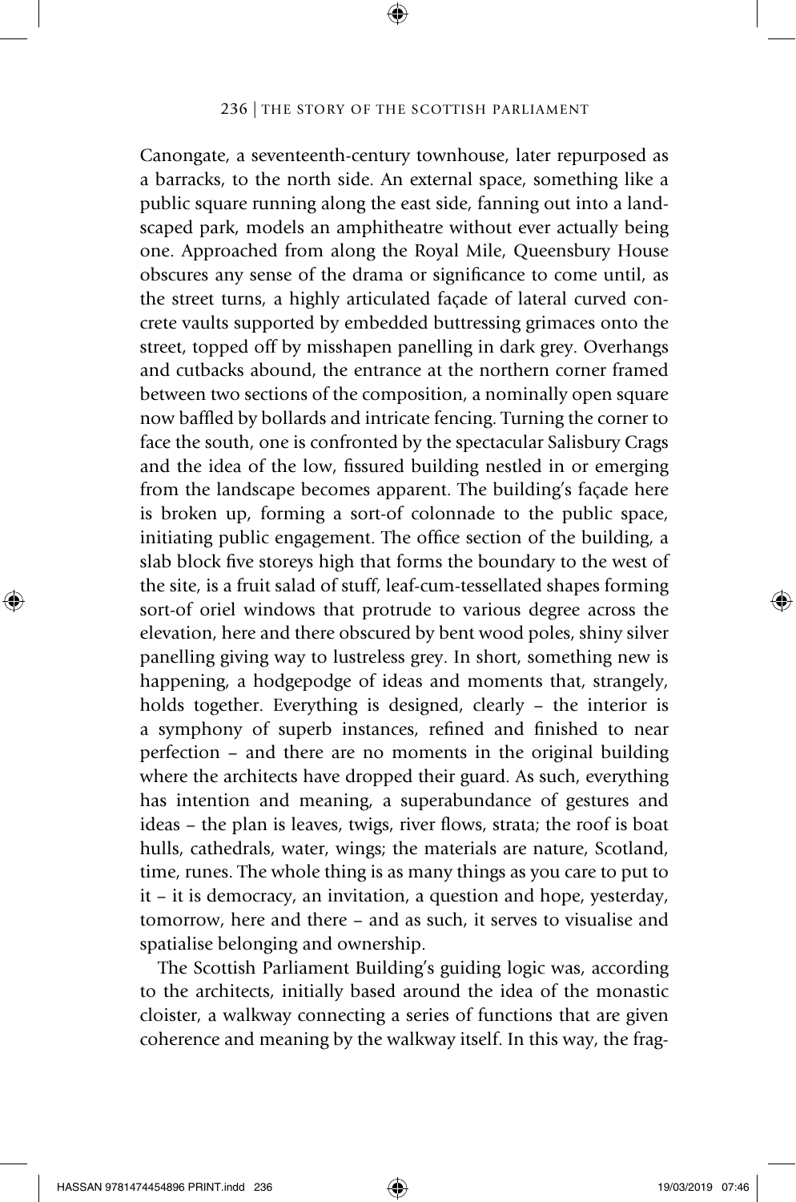Canongate, a seventeenth-century townhouse, later repurposed as a barracks, to the north side. An external space, something like a public square running along the east side, fanning out into a landscaped park, models an amphitheatre without ever actually being one. Approached from along the Royal Mile, Queensbury House obscures any sense of the drama or significance to come until, as the street turns, a highly articulated façade of lateral curved concrete vaults supported by embedded buttressing grimaces onto the street, topped off by misshapen panelling in dark grey. Overhangs and cutbacks abound, the entrance at the northern corner framed between two sections of the composition, a nominally open square now baffled by bollards and intricate fencing. Turning the corner to face the south, one is confronted by the spectacular Salisbury Crags and the idea of the low, fissured building nestled in or emerging from the landscape becomes apparent. The building's façade here is broken up, forming a sort-of colonnade to the public space, initiating public engagement. The office section of the building, a slab block five storeys high that forms the boundary to the west of the site, is a fruit salad of stuff, leaf-cum-tessellated shapes forming sort-of oriel windows that protrude to various degree across the elevation, here and there obscured by bent wood poles, shiny silver panelling giving way to lustreless grey. In short, something new is happening, a hodgepodge of ideas and moments that, strangely, holds together. Everything is designed, clearly – the interior is a symphony of superb instances, refined and finished to near perfection – and there are no moments in the original building where the architects have dropped their guard. As such, everything has intention and meaning, a superabundance of gestures and ideas – the plan is leaves, twigs, river flows, strata; the roof is boat hulls, cathedrals, water, wings; the materials are nature, Scotland, time, runes. The whole thing is as many things as you care to put to it – it is democracy, an invitation, a question and hope, yesterday, tomorrow, here and there – and as such, it serves to visualise and spatialise belonging and ownership.

The Scottish Parliament Building's guiding logic was, according to the architects, initially based around the idea of the monastic cloister, a walkway connecting a series of functions that are given coherence and meaning by the walkway itself. In this way, the frag-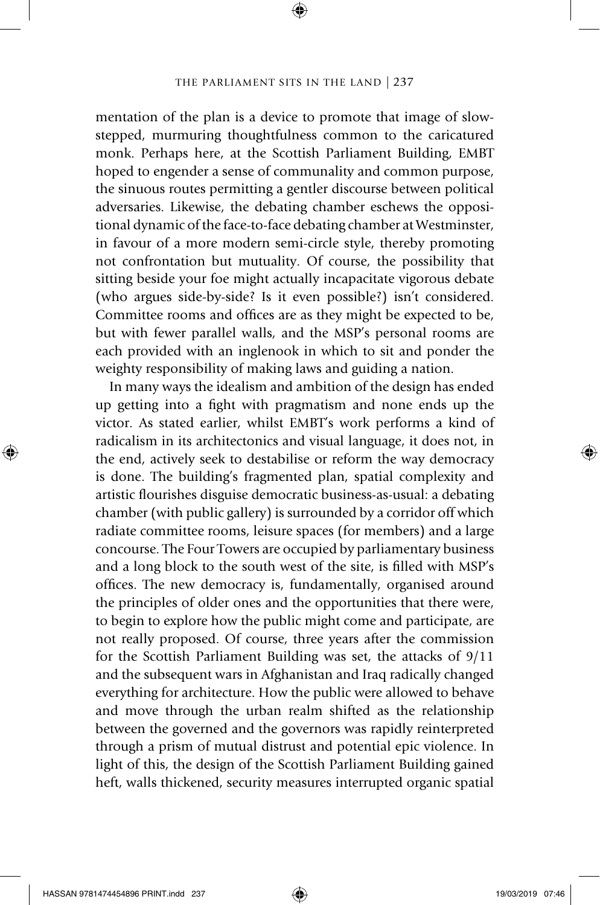mentation of the plan is a device to promote that image of slow-stepped, murmuring thoughtfulness common to the caricatured monk. Perhaps here, at the Scottish Parliament Building, EMBT hoped to engender a sense of communality and common purpose, the sinuous routes permitting a gentler discourse between political adversaries. Likewise, the debating chamber eschews the oppositional dynamic of the face-to-face debating chamber at Westminster, in favour of a more modern semi-circle style, thereby promoting not confrontation but mutuality. Of course, the possibility that sitting beside your foe might actually incapacitate vigorous debate (who argues side-by-side? Is it even possible?) isn't considered. Committee rooms and offices are as they might be expected to be, but with fewer parallel walls, and the MSP's personal rooms are each provided with an inglenook in which to sit and ponder the weighty responsibility of making laws and guiding a nation.

In many ways the idealism and ambition of the design has ended up getting into a fight with pragmatism and none ends up the victor. As stated earlier, whilst EMBT's work performs a kind of radicalism in its architectonics and visual language, it does not, in the end, actively seek to destabilise or reform the way democracy is done. The building's fragmented plan, spatial complexity and artistic flourishes disguise democratic business-as-usual: a debating chamber (with public gallery) is surrounded by a corridor off which radiate committee rooms, leisure spaces (for members) and a large concourse. The Four Towers are occupied by parliamentary business and a long block to the south west of the site, is filled with MSP's offices. The new democracy is, fundamentally, organised around the principles of older ones and the opportunities that there were, to begin to explore how the public might come and participate, are not really proposed. Of course, three years after the commission for the Scottish Parliament Building was set, the attacks of 9/11 and the subsequent wars in Afghanistan and Iraq radically changed everything for architecture. How the public were allowed to behave and move through the urban realm shifted as the relationship between the governed and the governors was rapidly reinterpreted through a prism of mutual distrust and potential epic violence. In light of this, the design of the Scottish Parliament Building gained heft, walls thickened, security measures interrupted organic spatial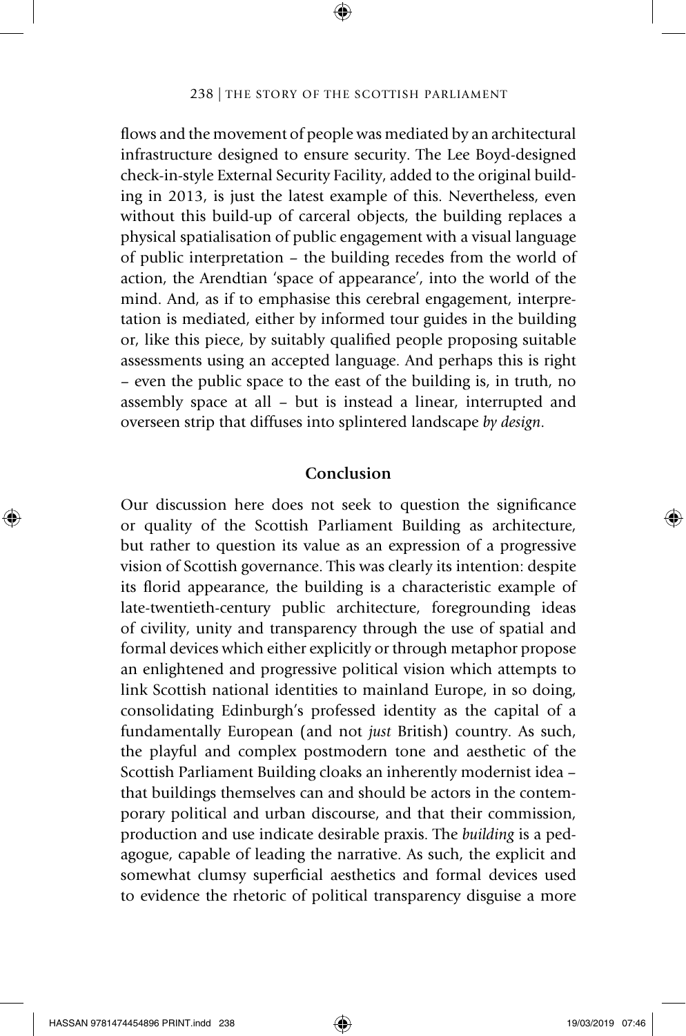flows and the movement of people was mediated by an architectural infrastructure designed to ensure security. The Lee Boyd-designed check-in-style External Security Facility, added to the original building in 2013, is just the latest example of this. Nevertheless, even without this build-up of carceral objects, the building replaces a physical spatialisation of public engagement with a visual language of public interpretation – the building recedes from the world of action, the Arendtian 'space of appearance', into the world of the mind. And, as if to emphasise this cerebral engagement, interpretation is mediated, either by informed tour guides in the building or, like this piece, by suitably qualified people proposing suitable assessments using an accepted language. And perhaps this is right – even the public space to the east of the building is, in truth, no assembly space at all – but is instead a linear, interrupted and overseen strip that diffuses into splintered landscape *by design*.

## Conclusion

Our discussion here does not seek to question the significance or quality of the Scottish Parliament Building as architecture, but rather to question its value as an expression of a progressive vision of Scottish governance. This was clearly its intention: despite its florid appearance, the building is a characteristic example of late-twentieth-century public architecture, foregrounding ideas of civility, unity and transparency through the use of spatial and formal devices which either explicitly or through metaphor propose an enlightened and progressive political vision which attempts to link Scottish national identities to mainland Europe, in so doing, consolidating Edinburgh's professed identity as the capital of a fundamentally European (and not *just* British) country. As such, the playful and complex postmodern tone and aesthetic of the Scottish Parliament Building cloaks an inherently modernist idea – that buildings themselves can and should be actors in the contemporary political and urban discourse, and that their commission, production and use indicate desirable praxis. The *building* is a pedagogue, capable of leading the narrative. As such, the explicit and somewhat clumsy superficial aesthetics and formal devices used to evidence the rhetoric of political transparency disguise a more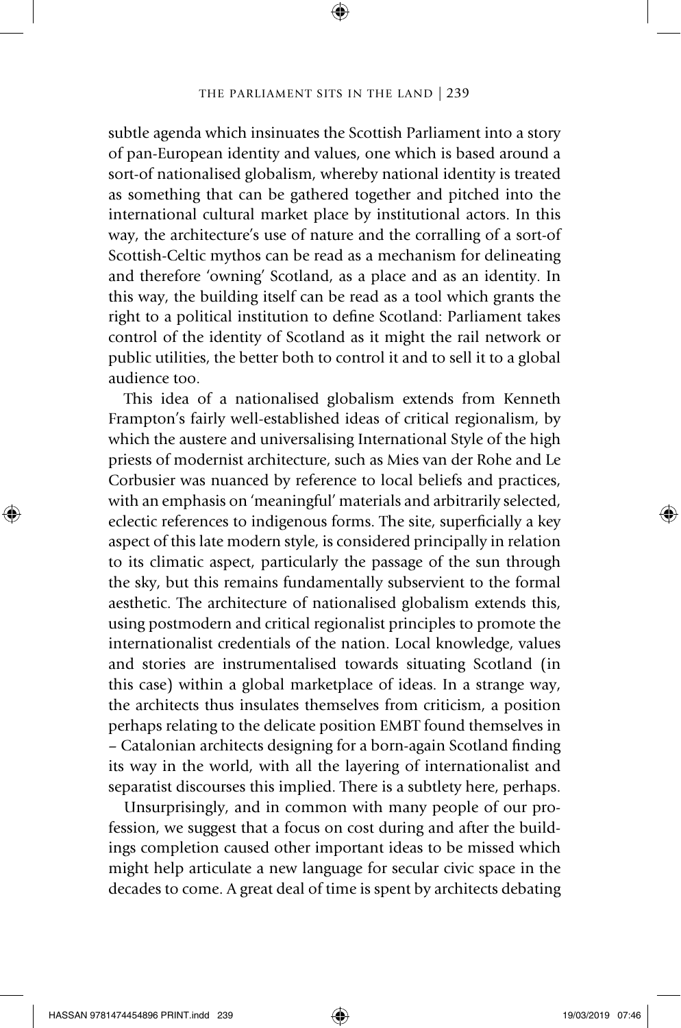subtle agenda which insinuates the Scottish Parliament into a story of pan-European identity and values, one which is based around a sort-of nationalised globalism, whereby national identity is treated as something that can be gathered together and pitched into the international cultural market place by institutional actors. In this way, the architecture's use of nature and the corralling of a sort-of Scottish-Celtic mythos can be read as a mechanism for delineating and therefore 'owning' Scotland, as a place and as an identity. In this way, the building itself can be read as a tool which grants the right to a political institution to define Scotland: Parliament takes control of the identity of Scotland as it might the rail network or public utilities, the better both to control it and to sell it to a global audience too.

This idea of a nationalised globalism extends from Kenneth Frampton's fairly well-established ideas of critical regionalism, by which the austere and universalising International Style of the high priests of modernist architecture, such as Mies van der Rohe and Le Corbusier was nuanced by reference to local beliefs and practices, with an emphasis on 'meaningful' materials and arbitrarily selected, eclectic references to indigenous forms. The site, superficially a key aspect of this late modern style, is considered principally in relation to its climatic aspect, particularly the passage of the sun through the sky, but this remains fundamentally subservient to the formal aesthetic. The architecture of nationalised globalism extends this, using postmodern and critical regionalist principles to promote the internationalist credentials of the nation. Local knowledge, values and stories are instrumentalised towards situating Scotland (in this case) within a global marketplace of ideas. In a strange way, the architects thus insulates themselves from criticism, a position perhaps relating to the delicate position EMBT found themselves in – Catalonian architects designing for a born-again Scotland finding its way in the world, with all the layering of internationalist and separatist discourses this implied. There is a subtlety here, perhaps.

Unsurprisingly, and in common with many people of our profession, we suggest that a focus on cost during and after the buildings completion caused other important ideas to be missed which might help articulate a new language for secular civic space in the decades to come. A great deal of time is spent by architects debating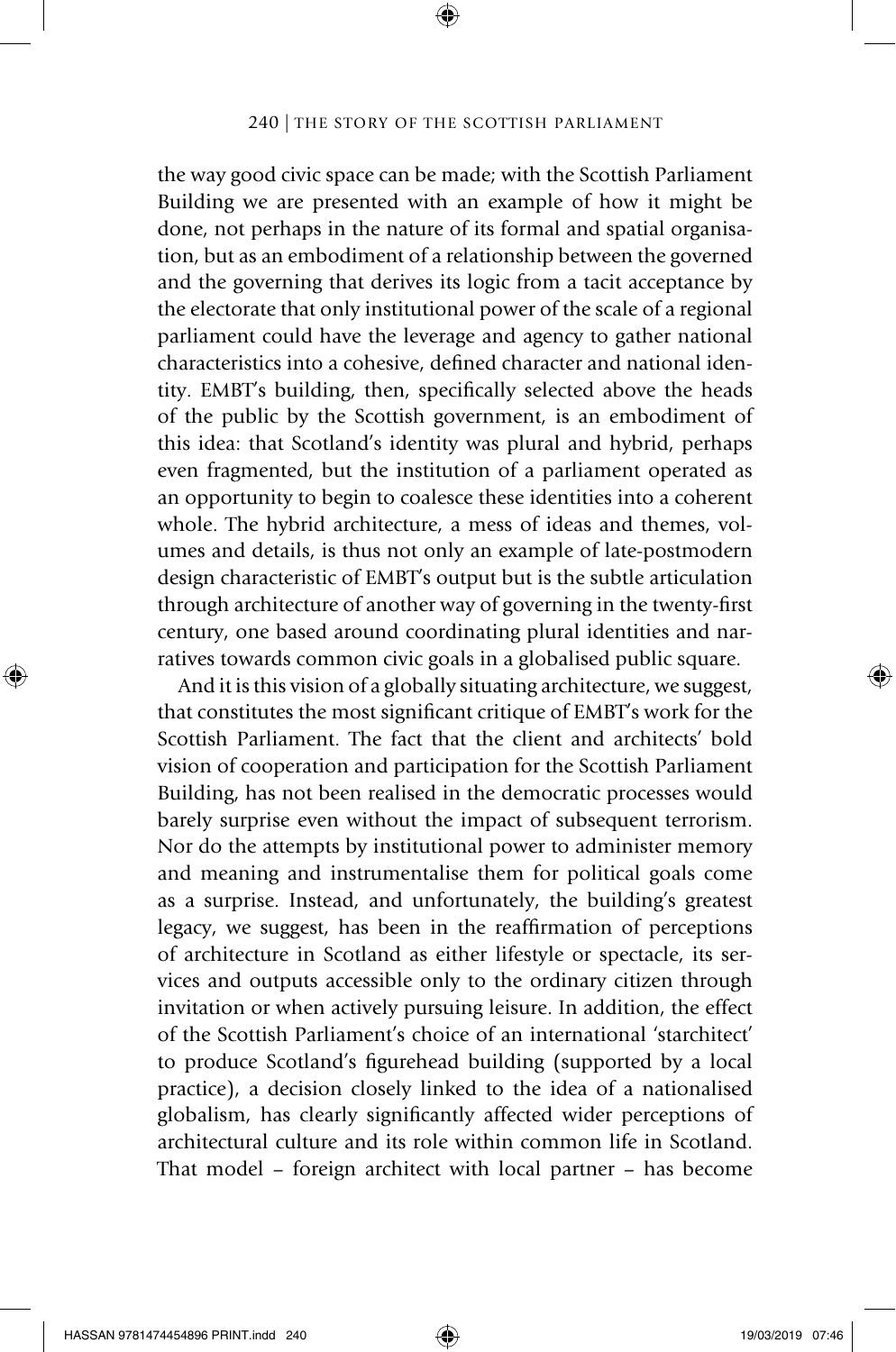the way good civic space can be made; with the Scottish Parliament Building we are presented with an example of how it might be done, not perhaps in the nature of its formal and spatial organisation, but as an embodiment of a relationship between the governed and the governing that derives its logic from a tacit acceptance by the electorate that only institutional power of the scale of a regional parliament could have the leverage and agency to gather national characteristics into a cohesive, defined character and national identity. EMBT's building, then, specifically selected above the heads of the public by the Scottish government, is an embodiment of this idea: that Scotland's identity was plural and hybrid, perhaps even fragmented, but the institution of a parliament operated as an opportunity to begin to coalesce these identities into a coherent whole. The hybrid architecture, a mess of ideas and themes, volumes and details, is thus not only an example of late-postmodern design characteristic of EMBT's output but is the subtle articulation through architecture of another way of governing in the twenty-first century, one based around coordinating plural identities and narratives towards common civic goals in a globalised public square.

And it is this vision of a globally situating architecture, we suggest, that constitutes the most significant critique of EMBT's work for the Scottish Parliament. The fact that the client and architects' bold vision of cooperation and participation for the Scottish Parliament Building, has not been realised in the democratic processes would barely surprise even without the impact of subsequent terrorism. Nor do the attempts by institutional power to administer memory and meaning and instrumentalise them for political goals come as a surprise. Instead, and unfortunately, the building's greatest legacy, we suggest, has been in the reaffirmation of perceptions of architecture in Scotland as either lifestyle or spectacle, its services and outputs accessible only to the ordinary citizen through invitation or when actively pursuing leisure. In addition, the effect of the Scottish Parliament's choice of an international 'starchitect' to produce Scotland's figurehead building (supported by a local practice), a decision closely linked to the idea of a nationalised globalism, has clearly significantly affected wider perceptions of architectural culture and its role within common life in Scotland. That model – foreign architect with local partner – has become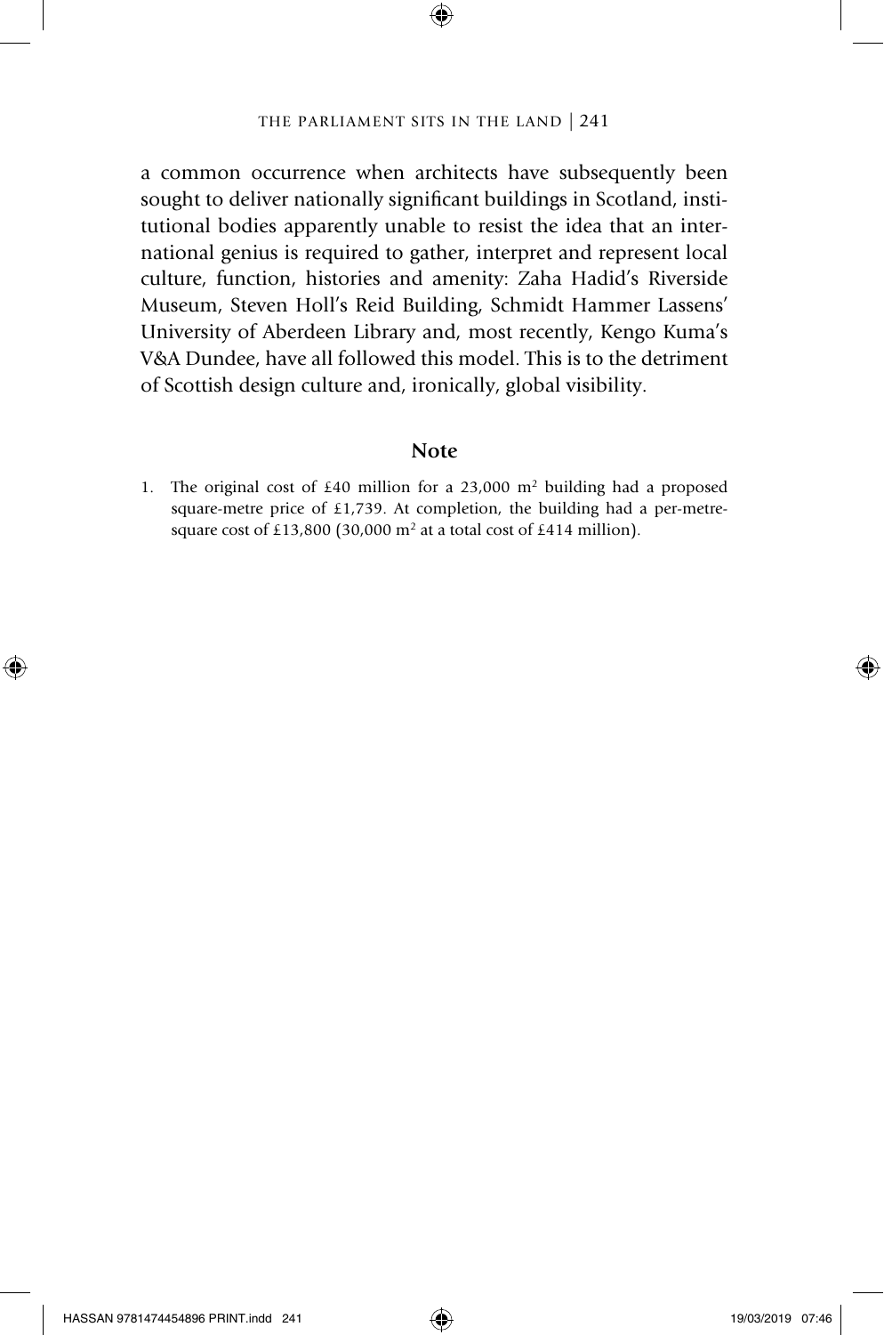a common occurrence when architects have subsequently been sought to deliver nationally significant buildings in Scotland, institutional bodies apparently unable to resist the idea that an international genius is required to gather, interpret and represent local culture, function, histories and amenity: Zaha Hadid's Riverside Museum, Steven Holl's Reid Building, Schmidt Hammer Lassens' University of Aberdeen Library and, most recently, Kengo Kuma's V&A Dundee, have all followed this model. This is to the detriment of Scottish design culture and, ironically, global visibility.

## Note

1. The original cost of £40 million for a 23,000 $m^2$ building had a proposed square-metre price of £1,739. At completion, the building had a per-metre-square cost of £13,800 (30,000 $m^2$ at a total cost of £414 million).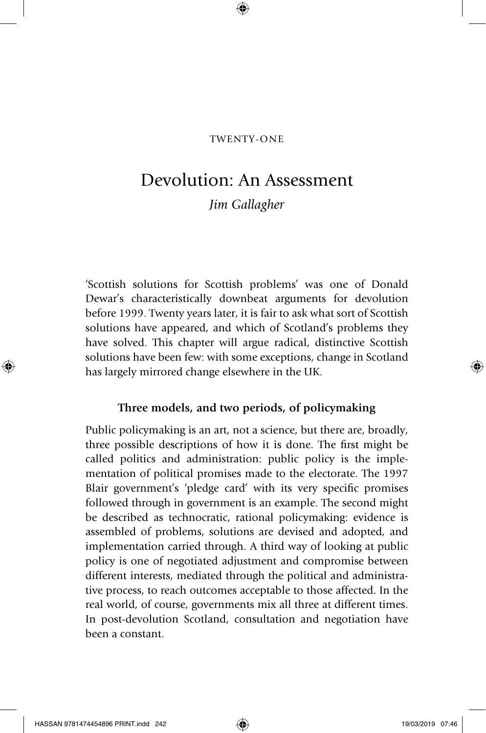TWENTY-ONE

# Devolution: An Assessment

*Jim Gallagher*

'Scottish solutions for Scottish problems' was one of Donald Dewar's characteristically downbeat arguments for devolution before 1999. Twenty years later, it is fair to ask what sort of Scottish solutions have appeared, and which of Scotland's problems they have solved. This chapter will argue radical, distinctive Scottish solutions have been few: with some exceptions, change in Scotland has largely mirrored change elsewhere in the UK.

## Three models, and two periods, of policymaking

Public policymaking is an art, not a science, but there are, broadly, three possible descriptions of how it is done. The first might be called politics and administration: public policy is the implementation of political promises made to the electorate. The 1997 Blair government's 'pledge card' with its very specific promises followed through in government is an example. The second might be described as technocratic, rational policymaking: evidence is assembled of problems, solutions are devised and adopted, and implementation carried through. A third way of looking at public policy is one of negotiated adjustment and compromise between different interests, mediated through the political and administrative process, to reach outcomes acceptable to those affected. In the real world, of course, governments mix all three at different times. In post-devolution Scotland, consultation and negotiation have been a constant.